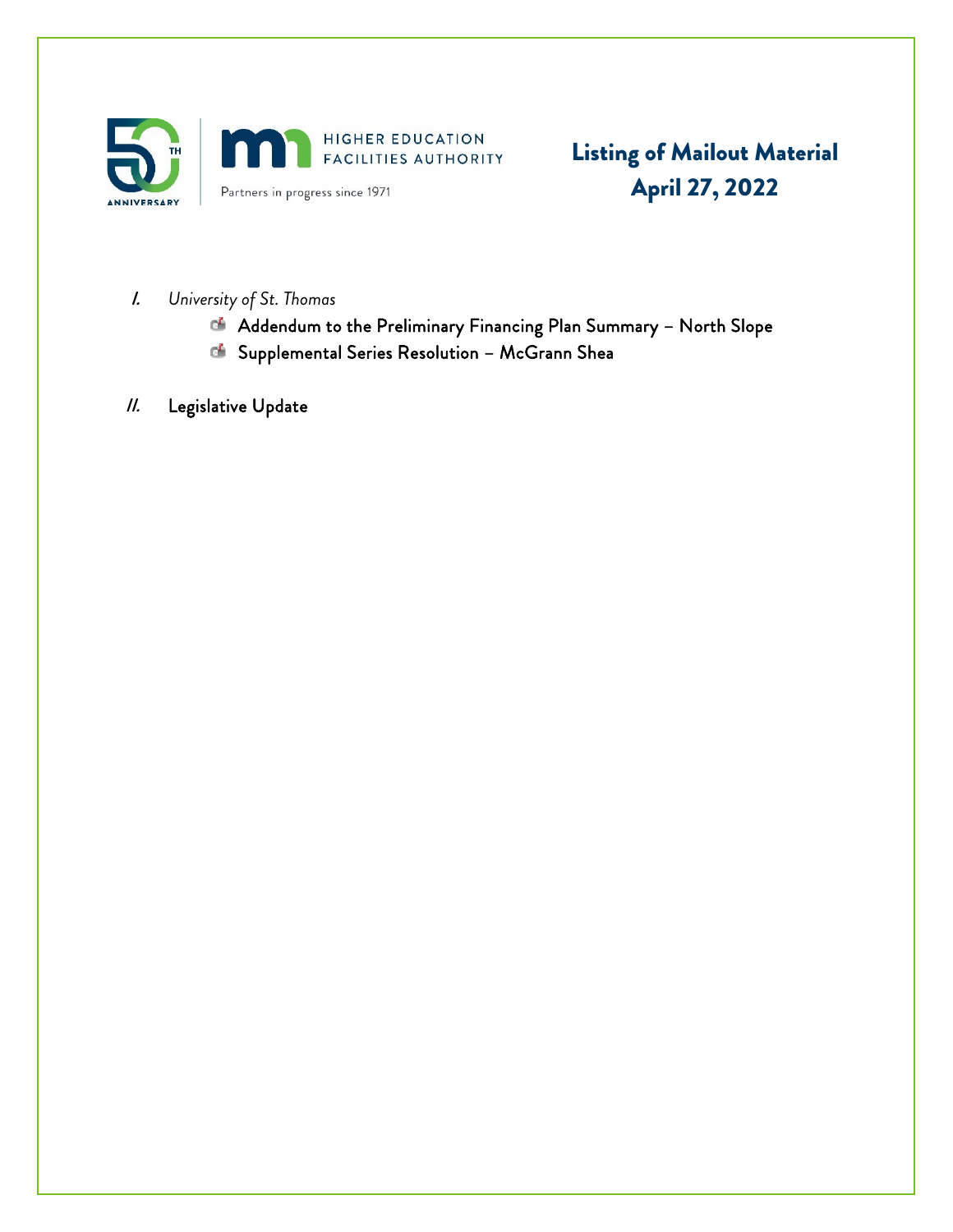HIGHER EDUCATION FACILITIES AUTHORITY

Partners in progress since 1971

# Listing of Mailout Material
# April 27, 2022

I. *University of St. Thomas*
   - Addendum to the Preliminary Financing Plan Summary – North Slope
   - Supplemental Series Resolution – McGrann Shea

II. Legislative Update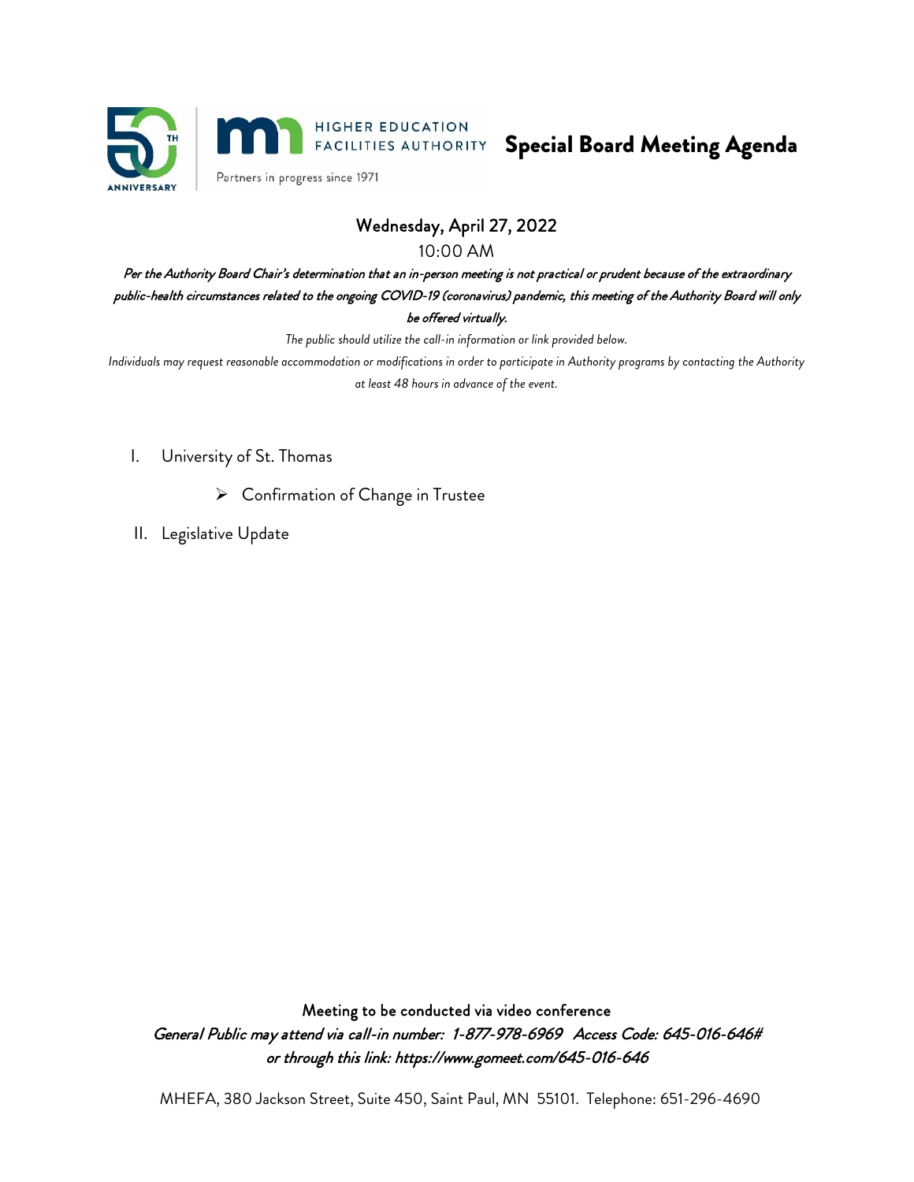HIGHER EDUCATION FACILITIES AUTHORITY

Partners in progress since 1971

# Special Board Meeting Agenda

**Wednesday, April 27, 2022**

10:00 AM

***Per the Authority Board Chair's determination that an in-person meeting is not practical or prudent because of the extraordinary public-health circumstances related to the ongoing COVID-19 (coronavirus) pandemic, this meeting of the Authority Board will only be offered virtually.***

*The public should utilize the call-in information or link provided below.*

*Individuals may request reasonable accommodation or modifications in order to participate in Authority programs by contacting the Authority at least 48 hours in advance of the event.*

I. University of St. Thomas
   - Confirmation of Change in Trustee

II. Legislative Update

**Meeting to be conducted via video conference**

***General Public may attend via call-in number: 1-877-978-6969 Access Code: 645-016-646# or through this link: https://www.gomeet.com/645-016-646***

MHEFA, 380 Jackson Street, Suite 450, Saint Paul, MN 55101. Telephone: 651-296-4690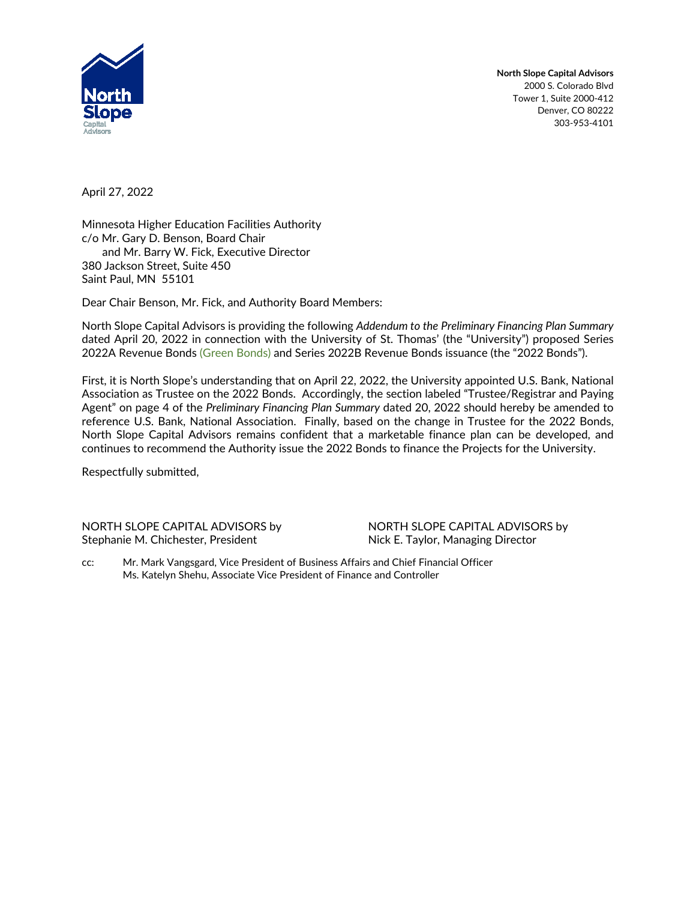**North Slope Capital Advisors**
2000 S. Colorado Blvd
Tower 1, Suite 2000-412
Denver, CO 80222
303-953-4101

April 27, 2022

Minnesota Higher Education Facilities Authority
c/o Mr. Gary D. Benson, Board Chair
and Mr. Barry W. Fick, Executive Director
380 Jackson Street, Suite 450
Saint Paul, MN 55101

Dear Chair Benson, Mr. Fick, and Authority Board Members:

North Slope Capital Advisors is providing the following *Addendum to the Preliminary Financing Plan Summary* dated April 20, 2022 in connection with the University of St. Thomas' (the "University") proposed Series 2022A Revenue Bonds (Green Bonds) and Series 2022B Revenue Bonds issuance (the "2022 Bonds").

First, it is North Slope's understanding that on April 22, 2022, the University appointed U.S. Bank, National Association as Trustee on the 2022 Bonds. Accordingly, the section labeled "Trustee/Registrar and Paying Agent" on page 4 of the *Preliminary Financing Plan Summary* dated 20, 2022 should hereby be amended to reference U.S. Bank, National Association. Finally, based on the change in Trustee for the 2022 Bonds, North Slope Capital Advisors remains confident that a marketable finance plan can be developed, and continues to recommend the Authority issue the 2022 Bonds to finance the Projects for the University.

Respectfully submitted,

NORTH SLOPE CAPITAL ADVISORS by
Stephanie M. Chichester, President

NORTH SLOPE CAPITAL ADVISORS by
Nick E. Taylor, Managing Director

cc: Mr. Mark Vangsgard, Vice President of Business Affairs and Chief Financial Officer
Ms. Katelyn Shehu, Associate Vice President of Finance and Controller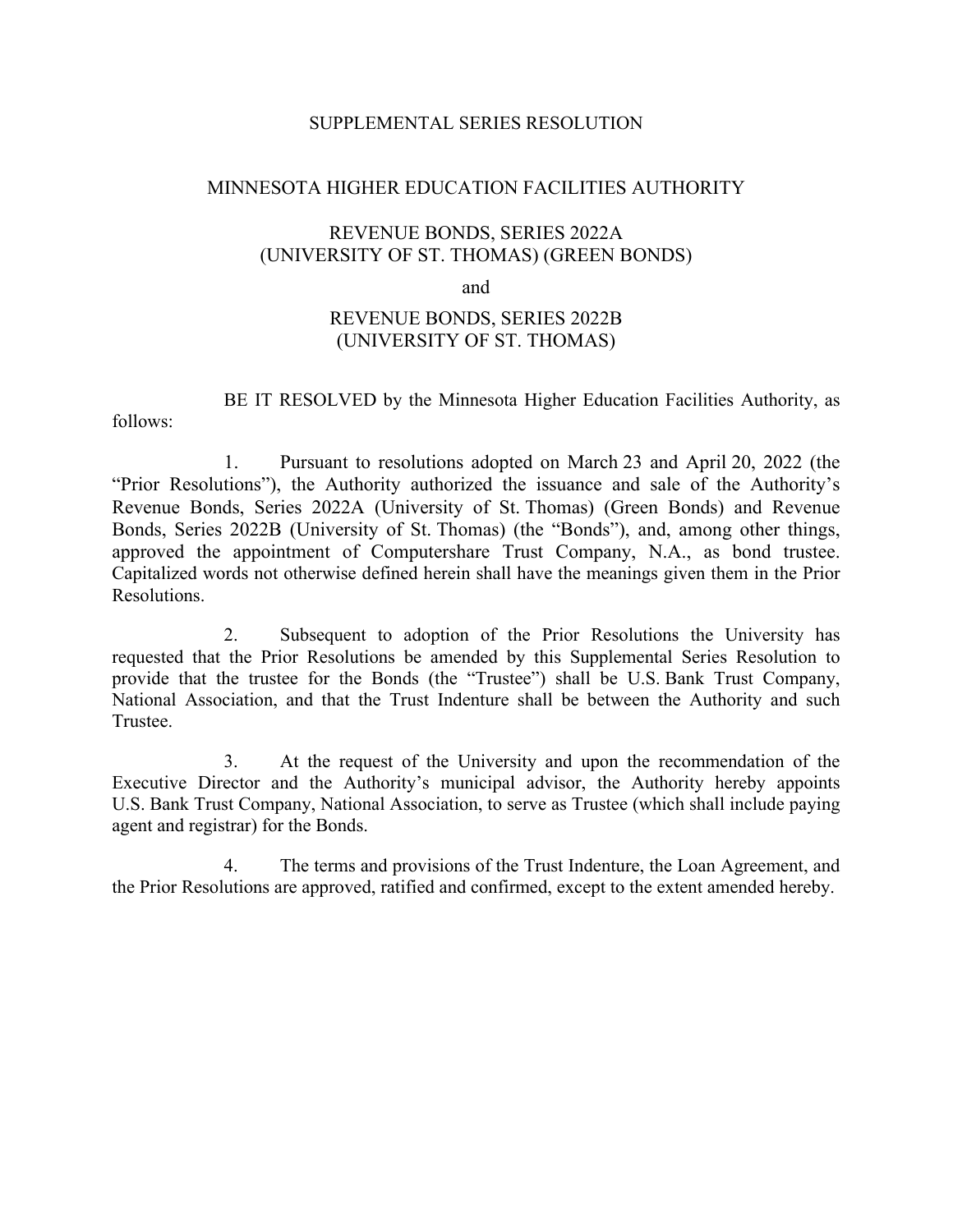# SUPPLEMENTAL SERIES RESOLUTION

## MINNESOTA HIGHER EDUCATION FACILITIES AUTHORITY

### REVENUE BONDS, SERIES 2022A
### (UNIVERSITY OF ST. THOMAS) (GREEN BONDS)

and

### REVENUE BONDS, SERIES 2022B
### (UNIVERSITY OF ST. THOMAS)

BE IT RESOLVED by the Minnesota Higher Education Facilities Authority, as follows:

1. Pursuant to resolutions adopted on March 23 and April 20, 2022 (the "Prior Resolutions"), the Authority authorized the issuance and sale of the Authority's Revenue Bonds, Series 2022A (University of St. Thomas) (Green Bonds) and Revenue Bonds, Series 2022B (University of St. Thomas) (the "Bonds"), and, among other things, approved the appointment of Computershare Trust Company, N.A., as bond trustee. Capitalized words not otherwise defined herein shall have the meanings given them in the Prior Resolutions.

2. Subsequent to adoption of the Prior Resolutions the University has requested that the Prior Resolutions be amended by this Supplemental Series Resolution to provide that the trustee for the Bonds (the "Trustee") shall be U.S. Bank Trust Company, National Association, and that the Trust Indenture shall be between the Authority and such Trustee.

3. At the request of the University and upon the recommendation of the Executive Director and the Authority's municipal advisor, the Authority hereby appoints U.S. Bank Trust Company, National Association, to serve as Trustee (which shall include paying agent and registrar) for the Bonds.

4. The terms and provisions of the Trust Indenture, the Loan Agreement, and the Prior Resolutions are approved, ratified and confirmed, except to the extent amended hereby.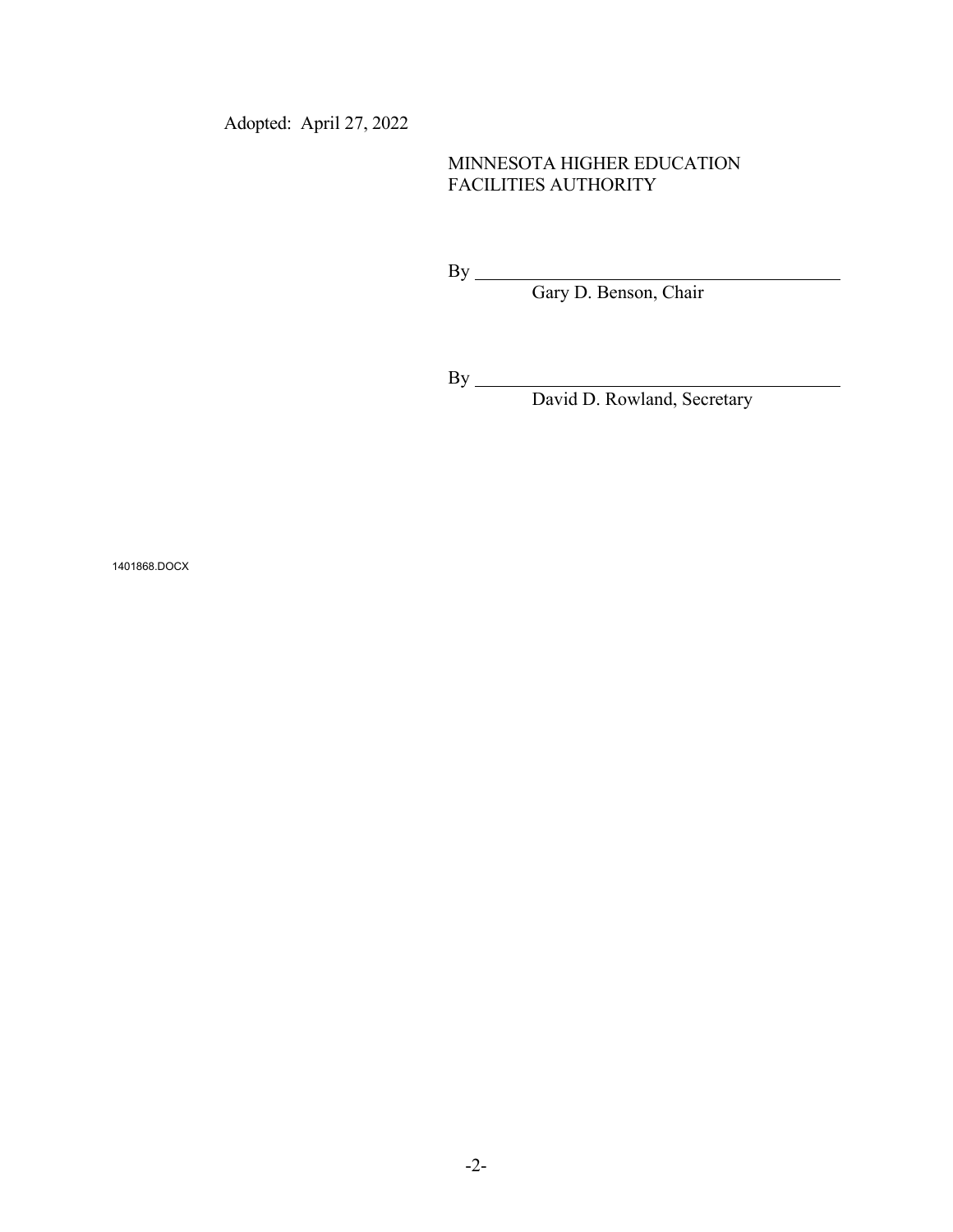Adopted: April 27, 2022

MINNESOTA HIGHER EDUCATION
FACILITIES AUTHORITY

By \_\_\_\_\_\_\_\_\_\_\_\_\_\_\_\_\_\_\_\_\_\_\_\_\_\_\_\_\_\_\_\_\_\_\_\_\_\_\_\_
Gary D. Benson, Chair

By \_\_\_\_\_\_\_\_\_\_\_\_\_\_\_\_\_\_\_\_\_\_\_\_\_\_\_\_\_\_\_\_\_\_\_\_\_\_\_\_
David D. Rowland, Secretary

1401868.DOCX